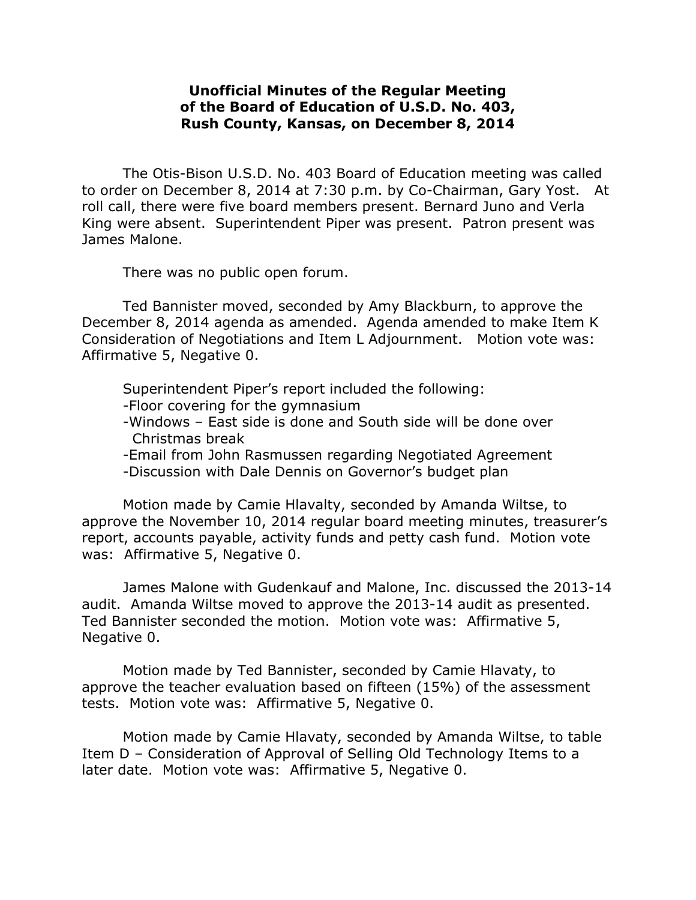**Unofficial Minutes of the Regular Meeting of the Board of Education of U.S.D. No. 403, Rush County, Kansas, on December 8, 2014**

The Otis-Bison U.S.D. No. 403 Board of Education meeting was called to order on December 8, 2014 at 7:30 p.m. by Co-Chairman, Gary Yost. At roll call, there were five board members present. Bernard Juno and Verla King were absent. Superintendent Piper was present. Patron present was James Malone.

There was no public open forum.

Ted Bannister moved, seconded by Amy Blackburn, to approve the December 8, 2014 agenda as amended. Agenda amended to make Item K Consideration of Negotiations and Item L Adjournment. Motion vote was: Affirmative 5, Negative 0.

Superintendent Piper's report included the following:
- Floor covering for the gymnasium
- Windows – East side is done and South side will be done over Christmas break
- Email from John Rasmussen regarding Negotiated Agreement
- Discussion with Dale Dennis on Governor's budget plan

Motion made by Camie Hlavalty, seconded by Amanda Wiltse, to approve the November 10, 2014 regular board meeting minutes, treasurer's report, accounts payable, activity funds and petty cash fund. Motion vote was: Affirmative 5, Negative 0.

James Malone with Gudenkauf and Malone, Inc. discussed the 2013-14 audit. Amanda Wiltse moved to approve the 2013-14 audit as presented. Ted Bannister seconded the motion. Motion vote was: Affirmative 5, Negative 0.

Motion made by Ted Bannister, seconded by Camie Hlavaty, to approve the teacher evaluation based on fifteen (15%) of the assessment tests. Motion vote was: Affirmative 5, Negative 0.

Motion made by Camie Hlavaty, seconded by Amanda Wiltse, to table Item D – Consideration of Approval of Selling Old Technology Items to a later date. Motion vote was: Affirmative 5, Negative 0.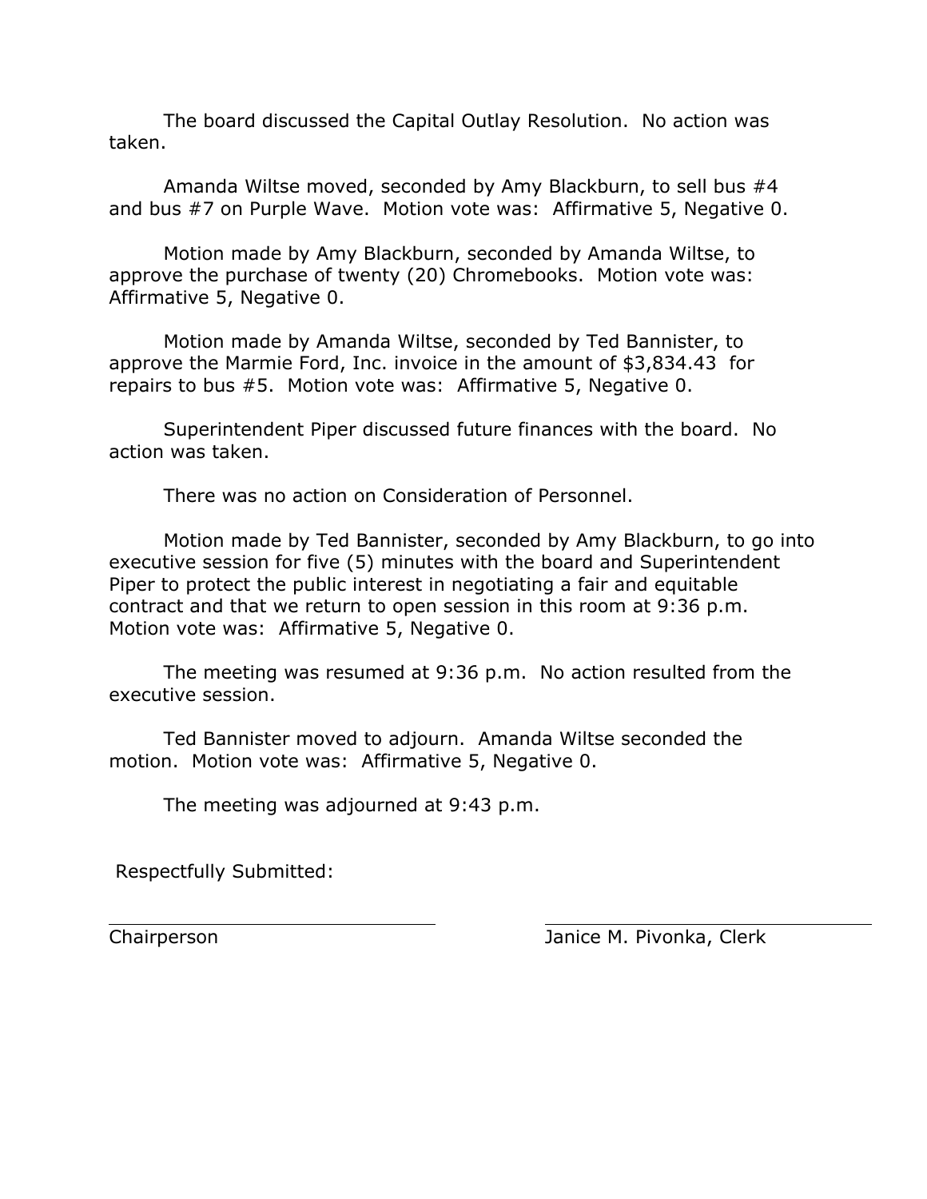The board discussed the Capital Outlay Resolution. No action was taken.

Amanda Wiltse moved, seconded by Amy Blackburn, to sell bus #4 and bus #7 on Purple Wave. Motion vote was: Affirmative 5, Negative 0.

Motion made by Amy Blackburn, seconded by Amanda Wiltse, to approve the purchase of twenty (20) Chromebooks. Motion vote was: Affirmative 5, Negative 0.

Motion made by Amanda Wiltse, seconded by Ted Bannister, to approve the Marmie Ford, Inc. invoice in the amount of $3,834.43 for repairs to bus #5. Motion vote was: Affirmative 5, Negative 0.

Superintendent Piper discussed future finances with the board. No action was taken.

There was no action on Consideration of Personnel.

Motion made by Ted Bannister, seconded by Amy Blackburn, to go into executive session for five (5) minutes with the board and Superintendent Piper to protect the public interest in negotiating a fair and equitable contract and that we return to open session in this room at 9:36 p.m. Motion vote was: Affirmative 5, Negative 0.

The meeting was resumed at 9:36 p.m. No action resulted from the executive session.

Ted Bannister moved to adjourn. Amanda Wiltse seconded the motion. Motion vote was: Affirmative 5, Negative 0.

The meeting was adjourned at 9:43 p.m.

Respectfully Submitted:

Chairperson

Janice M. Pivonka, Clerk